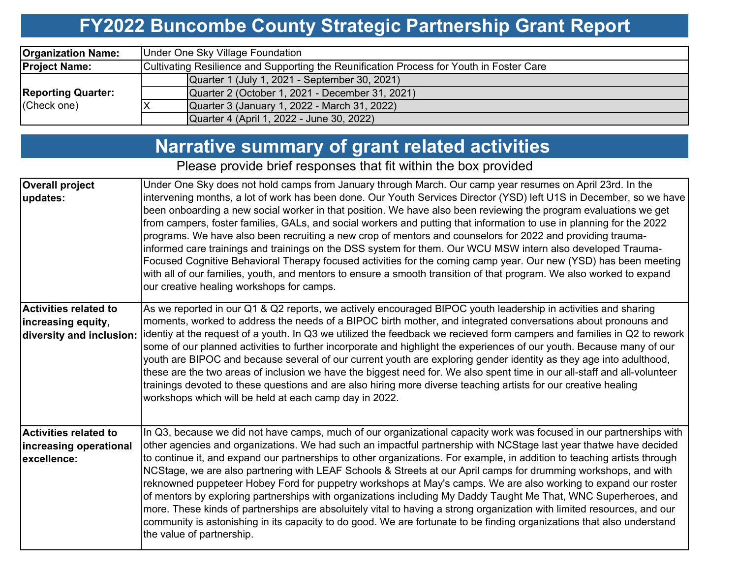# FY2022 Buncombe County Strategic Partnership Grant Report

| | | |
|---|---|---|
| **Organization Name:** | Under One Sky Village Foundation | |
| **Project Name:** | Cultivating Resilience and Supporting the Reunification Process for Youth in Foster Care | |
| **Reporting Quarter:** (Check one) | | Quarter 1 (July 1, 2021 - September 30, 2021) |
| | | Quarter 2 (October 1, 2021 - December 31, 2021) |
| | X | Quarter 3 (January 1, 2022 - March 31, 2022) |
| | | Quarter 4 (April 1, 2022 - June 30, 2022) |

# Narrative summary of grant related activities

Please provide brief responses that fit within the box provided

| | |
|---|---|
| **Overall project updates:** | Under One Sky does not hold camps from January through March. Our camp year resumes on April 23rd. In the intervening months, a lot of work has been done. Our Youth Services Director (YSD) left U1S in December, so we have been onboarding a new social worker in that position. We have also been reviewing the program evaluations we get from campers, foster families, GALs, and social workers and putting that information to use in planning for the 2022 programs. We have also been recruiting a new crop of mentors and counselors for 2022 and providing trauma-informed care trainings and trainings on the DSS system for them. Our WCU MSW intern also developed Trauma-Focused Cognitive Behavioral Therapy focused activities for the coming camp year. Our new (YSD) has been meeting with all of our families, youth, and mentors to ensure a smooth transition of that program. We also worked to expand our creative healing workshops for camps. |
| **Activities related to increasing equity, diversity and inclusion:** | As we reported in our Q1 & Q2 reports, we actively encouraged BIPOC youth leadership in activities and sharing moments, worked to address the needs of a BIPOC birth mother, and integrated conversations about pronouns and identiy at the request of a youth. In Q3 we utilized the feedback we recieved form campers and families in Q2 to rework some of our planned activities to further incorporate and highlight the experiences of our youth. Because many of our youth are BIPOC and because several of our current youth are exploring gender identity as they age into adulthood, these are the two areas of inclusion we have the biggest need for. We also spent time in our all-staff and all-volunteer trainings devoted to these questions and are also hiring more diverse teaching artists for our creative healing workshops which will be held at each camp day in 2022. |
| **Activities related to increasing operational excellence:** | In Q3, because we did not have camps, much of our organizational capacity work was focused in our partnerships with other agencies and organizations. We had such an impactful partnership with NCStage last year thatwe have decided to continue it, and expand our partnerships to other organizations. For example, in addition to teaching artists through NCStage, we are also partnering with LEAF Schools & Streets at our April camps for drumming workshops, and with reknowned puppeteer Hobey Ford for puppetry workshops at May's camps. We are also working to expand our roster of mentors by exploring partnerships with organizations including My Daddy Taught Me That, WNC Superheroes, and more. These kinds of partnerships are absoluitely vital to having a strong organization with limited resources, and our community is astonishing in its capacity to do good. We are fortunate to be finding organizations that also understand the value of partnership. |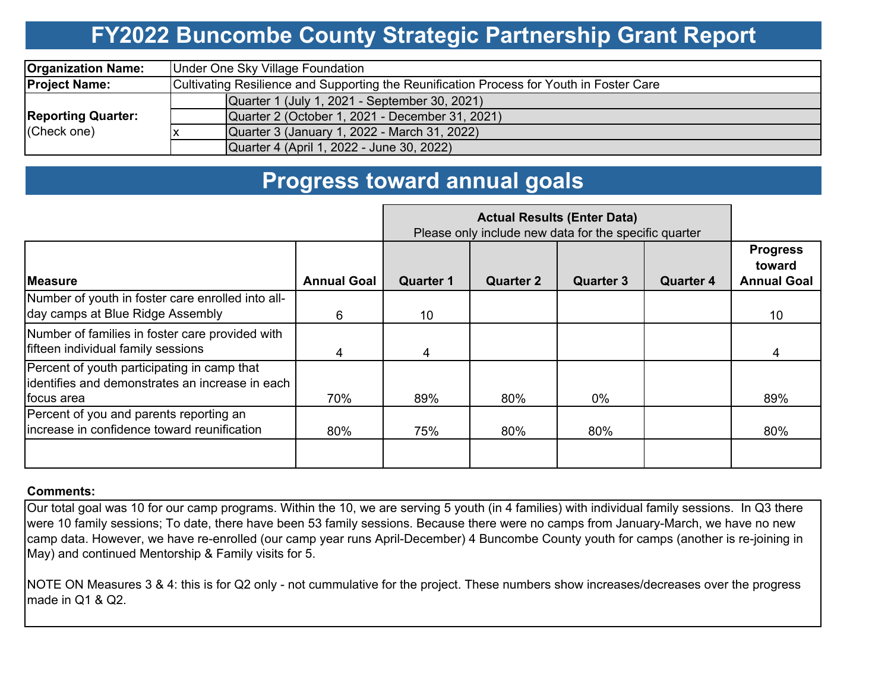# FY2022 Buncombe County Strategic Partnership Grant Report

| | | |
|---|---|---|
| **Organization Name:** | Under One Sky Village Foundation | |
| **Project Name:** | Cultivating Resilience and Supporting the Reunification Process for Youth in Foster Care | |
| **Reporting Quarter:** (Check one) | | Quarter 1 (July 1, 2021 - September 30, 2021) |
| | | Quarter 2 (October 1, 2021 - December 31, 2021) |
| | x | Quarter 3 (January 1, 2022 - March 31, 2022) |
| | | Quarter 4 (April 1, 2022 - June 30, 2022) |

# Progress toward annual goals

| | | Actual Results (Enter Data) Please only include new data for the specific quarter | | | | |
|---|---|---|---|---|---|---|
| **Measure** | **Annual Goal** | **Quarter 1** | **Quarter 2** | **Quarter 3** | **Quarter 4** | **Progress toward Annual Goal** |
| Number of youth in foster care enrolled into all-day camps at Blue Ridge Assembly | 6 | 10 | | | | 10 |
| Number of families in foster care provided with fifteen individual family sessions | 4 | 4 | | | | 4 |
| Percent of youth participating in camp that identifies and demonstrates an increase in each focus area | 70% | 89% | 80% | 0% | | 89% |
| Percent of you and parents reporting an increase in confidence toward reunification | 80% | 75% | 80% | 80% | | 80% |
| | | | | | | |

**Comments:**

Our total goal was 10 for our camp programs. Within the 10, we are serving 5 youth (in 4 families) with individual family sessions. In Q3 there were 10 family sessions; To date, there have been 53 family sessions. Because there were no camps from January-March, we have no new camp data. However, we have re-enrolled (our camp year runs April-December) 4 Buncombe County youth for camps (another is re-joining in May) and continued Mentorship & Family visits for 5.

NOTE ON Measures 3 & 4: this is for Q2 only - not cummulative for the project. These numbers show increases/decreases over the progress made in Q1 & Q2.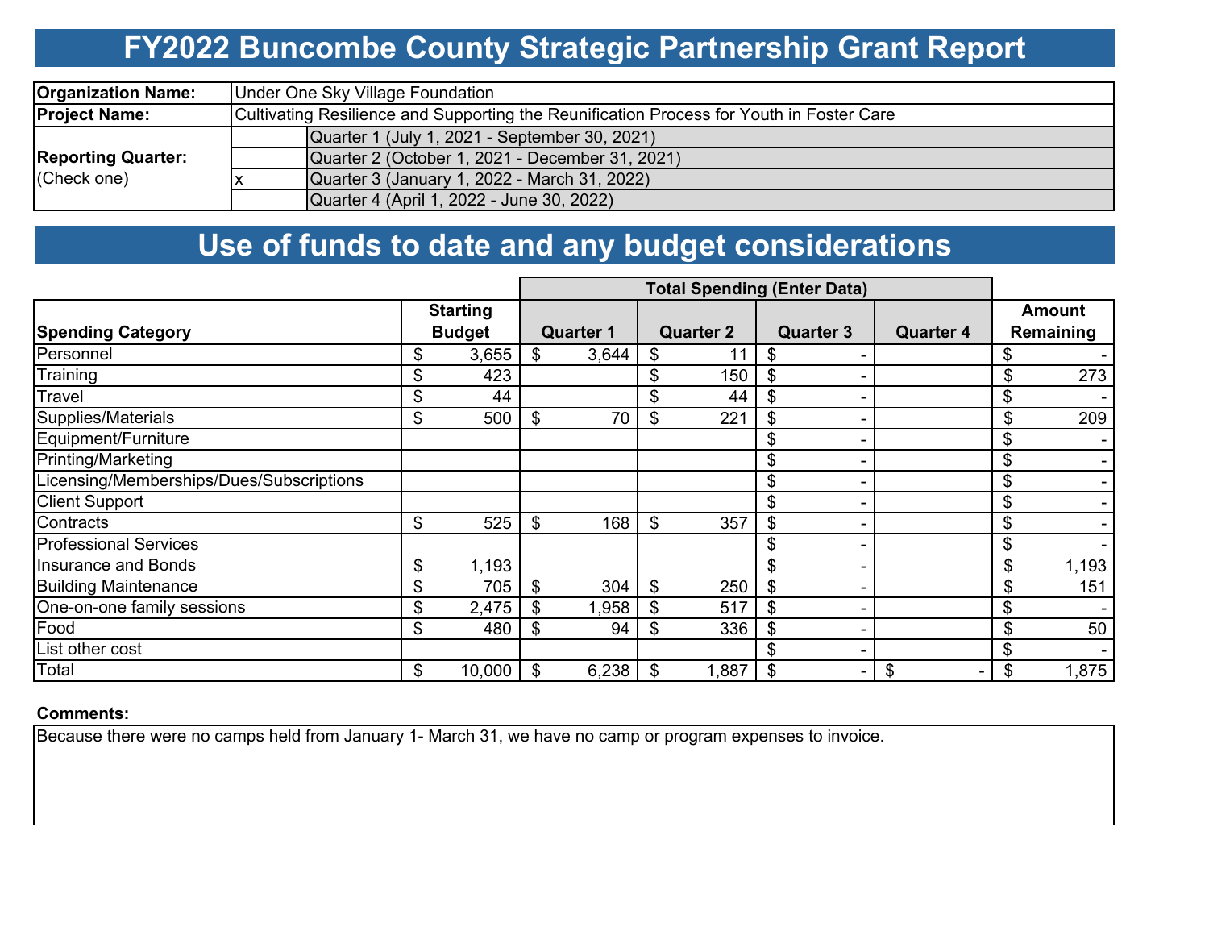# FY2022 Buncombe County Strategic Partnership Grant Report

| | | |
|---|---|---|
| **Organization Name:** | Under One Sky Village Foundation | |
| **Project Name:** | Cultivating Resilience and Supporting the Reunification Process for Youth in Foster Care | |
| **Reporting Quarter:** (Check one) | | Quarter 1 (July 1, 2021 - September 30, 2021) |
| | | Quarter 2 (October 1, 2021 - December 31, 2021) |
| | x | Quarter 3 (January 1, 2022 - March 31, 2022) |
| | | Quarter 4 (April 1, 2022 - June 30, 2022) |

# Use of funds to date and any budget considerations

| Spending Category | Starting Budget | Total Spending (Enter Data) Quarter 1 | Quarter 2 | Quarter 3 | Quarter 4 | Amount Remaining |
|---|---|---|---|---|---|---|
| Personnel | $ 3,655 | $ 3,644 | $ 11 | $ - | | $ - |
| Training | $ 423 | | $ 150 | $ - | | $ 273 |
| Travel | $ 44 | | $ 44 | $ - | | $ - |
| Supplies/Materials | $ 500 | $ 70 | $ 221 | $ - | | $ 209 |
| Equipment/Furniture | | | | $ - | | $ - |
| Printing/Marketing | | | | $ - | | $ - |
| Licensing/Memberships/Dues/Subscriptions | | | | $ - | | $ - |
| Client Support | | | | $ - | | $ - |
| Contracts | $ 525 | $ 168 | $ 357 | $ - | | $ - |
| Professional Services | | | | $ - | | $ - |
| Insurance and Bonds | $ 1,193 | | | $ - | | $ 1,193 |
| Building Maintenance | $ 705 | $ 304 | $ 250 | $ - | | $ 151 |
| One-on-one family sessions | $ 2,475 | $ 1,958 | $ 517 | $ - | | $ - |
| Food | $ 480 | $ 94 | $ 336 | $ - | | $ 50 |
| List other cost | | | | $ - | | $ - |
| Total | $ 10,000 | $ 6,238 | $ 1,887 | $ - | $ - | $ 1,875 |

**Comments:**

Because there were no camps held from January 1- March 31, we have no camp or program expenses to invoice.